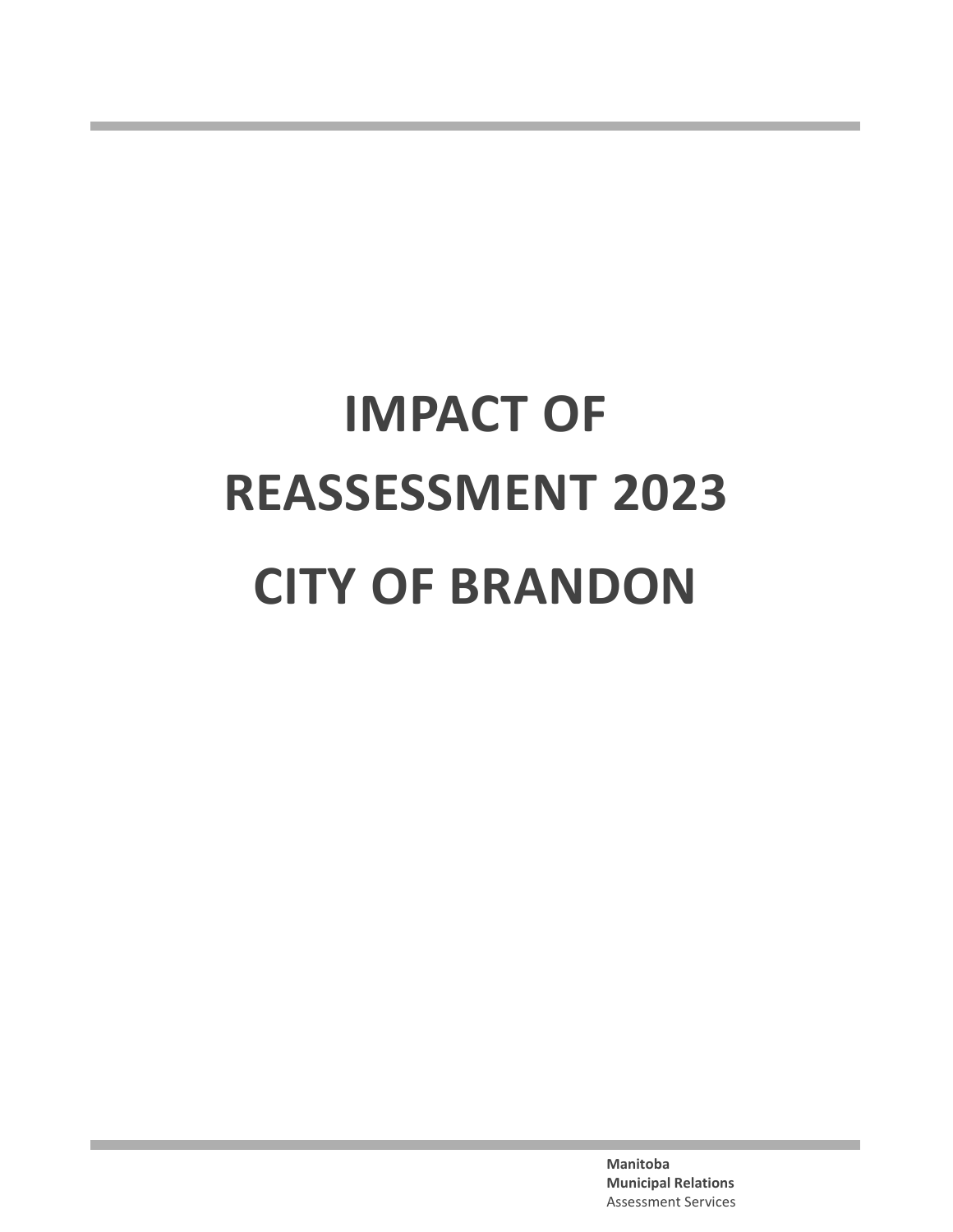# IMPACT OF REASSESSMENT 2023

# CITY OF BRANDON

**Manitoba**
**Municipal Relations**
Assessment Services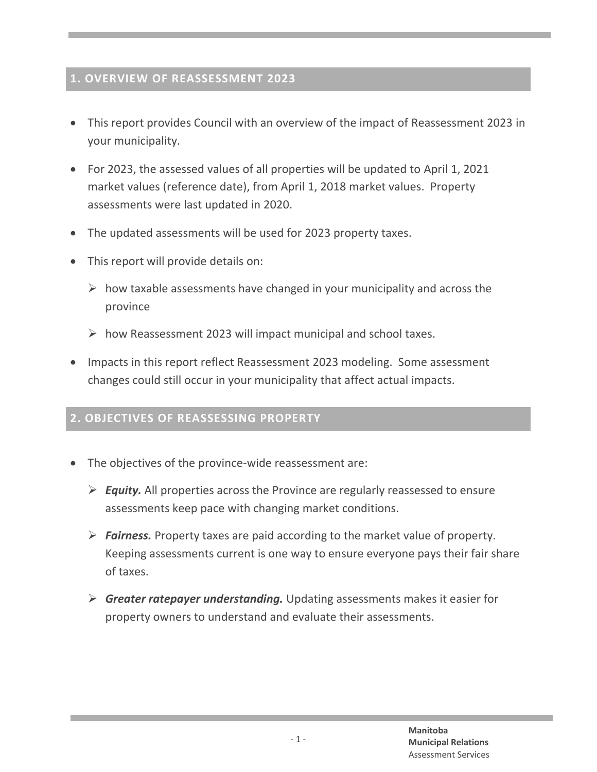## 1. OVERVIEW OF REASSESSMENT 2023

- This report provides Council with an overview of the impact of Reassessment 2023 in your municipality.
- For 2023, the assessed values of all properties will be updated to April 1, 2021 market values (reference date), from April 1, 2018 market values. Property assessments were last updated in 2020.
- The updated assessments will be used for 2023 property taxes.
- This report will provide details on:
  - how taxable assessments have changed in your municipality and across the province
  - how Reassessment 2023 will impact municipal and school taxes.
- Impacts in this report reflect Reassessment 2023 modeling. Some assessment changes could still occur in your municipality that affect actual impacts.

## 2. OBJECTIVES OF REASSESSING PROPERTY

- The objectives of the province-wide reassessment are:
  - ***Equity.*** All properties across the Province are regularly reassessed to ensure assessments keep pace with changing market conditions.
  - ***Fairness.*** Property taxes are paid according to the market value of property. Keeping assessments current is one way to ensure everyone pays their fair share of taxes.
  - ***Greater ratepayer understanding.*** Updating assessments makes it easier for property owners to understand and evaluate their assessments.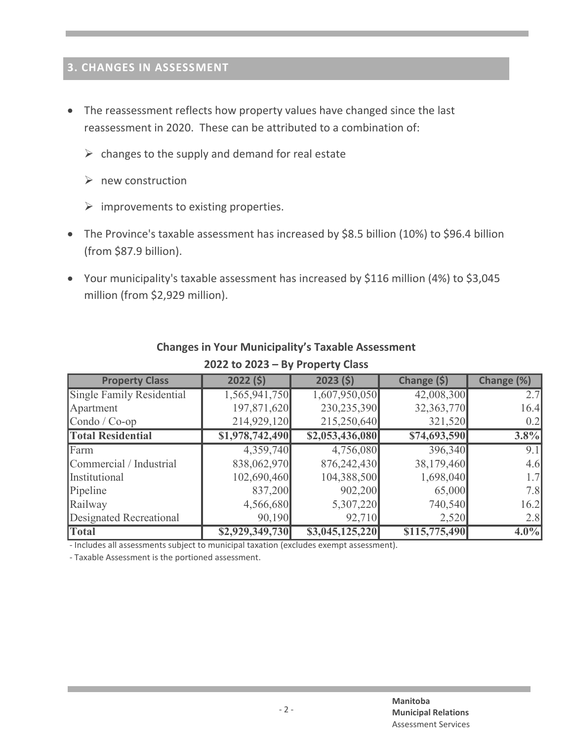## 3. CHANGES IN ASSESSMENT

- The reassessment reflects how property values have changed since the last reassessment in 2020. These can be attributed to a combination of:
  - changes to the supply and demand for real estate
  - new construction
  - improvements to existing properties.
- The Province's taxable assessment has increased by $8.5 billion (10%) to $96.4 billion (from $87.9 billion).
- Your municipality's taxable assessment has increased by $116 million (4%) to $3,045 million (from $2,929 million).

**Changes in Your Municipality's Taxable Assessment**
**2022 to 2023 – By Property Class**

| Property Class | 2022 ($) | 2023 ($) | Change ($) | Change (%) |
|---|---|---|---|---|
| Single Family Residential | 1,565,941,750 | 1,607,950,050 | 42,008,300 | 2.7 |
| Apartment | 197,871,620 | 230,235,390 | 32,363,770 | 16.4 |
| Condo / Co-op | 214,929,120 | 215,250,640 | 321,520 | 0.2 |
| **Total Residential** | **$1,978,742,490** | **$2,053,436,080** | **$74,693,590** | **3.8%** |
| Farm | 4,359,740 | 4,756,080 | 396,340 | 9.1 |
| Commercial / Industrial | 838,062,970 | 876,242,430 | 38,179,460 | 4.6 |
| Institutional | 102,690,460 | 104,388,500 | 1,698,040 | 1.7 |
| Pipeline | 837,200 | 902,200 | 65,000 | 7.8 |
| Railway | 4,566,680 | 5,307,220 | 740,540 | 16.2 |
| Designated Recreational | 90,190 | 92,710 | 2,520 | 2.8 |
| **Total** | **$2,929,349,730** | **$3,045,125,220** | **$115,775,490** | **4.0%** |

- Includes all assessments subject to municipal taxation (excludes exempt assessment).

- Taxable Assessment is the portioned assessment.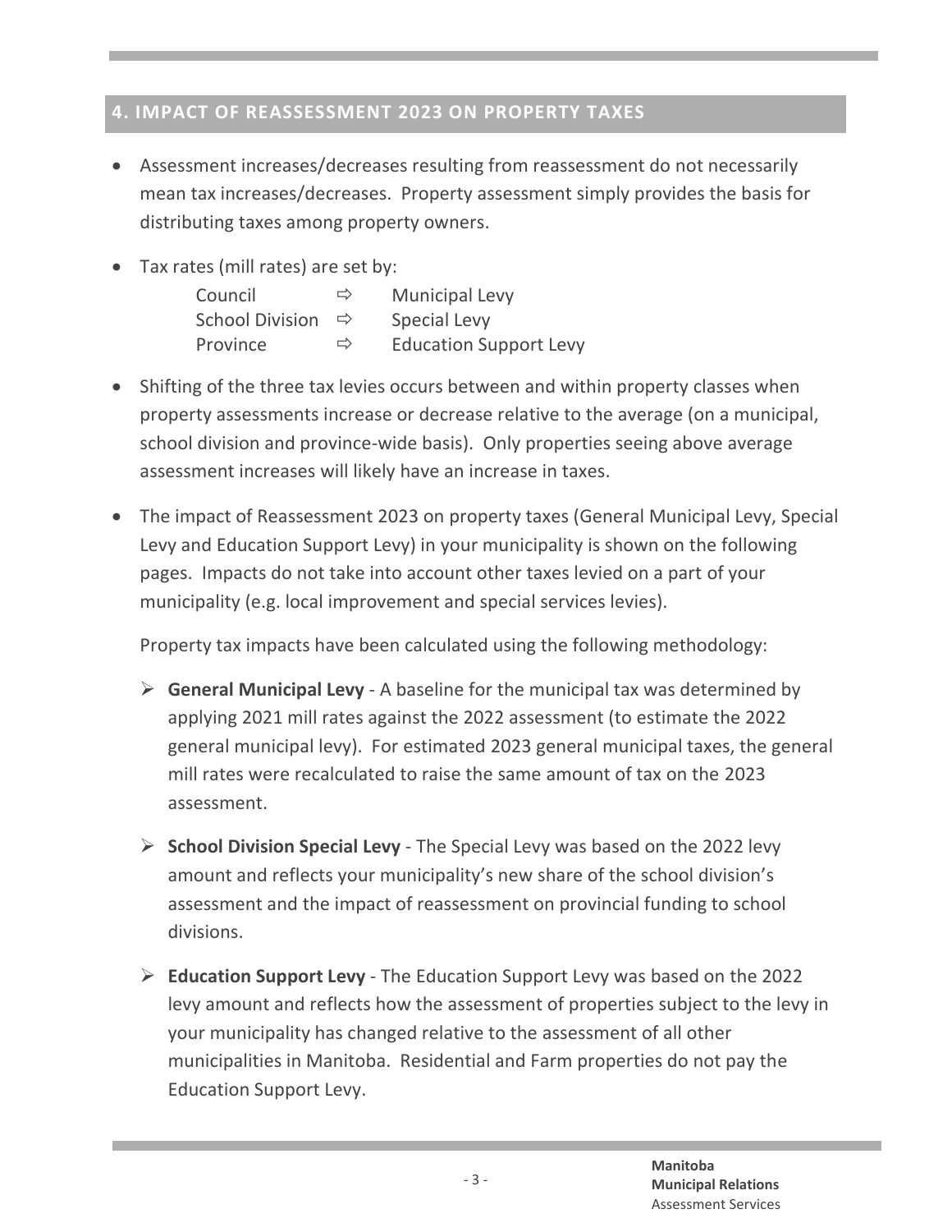## 4. IMPACT OF REASSESSMENT 2023 ON PROPERTY TAXES

- Assessment increases/decreases resulting from reassessment do not necessarily mean tax increases/decreases. Property assessment simply provides the basis for distributing taxes among property owners.

- Tax rates (mill rates) are set by:

  Council ⇨ Municipal Levy
  School Division ⇨ Special Levy
  Province ⇨ Education Support Levy

- Shifting of the three tax levies occurs between and within property classes when property assessments increase or decrease relative to the average (on a municipal, school division and province-wide basis). Only properties seeing above average assessment increases will likely have an increase in taxes.

- The impact of Reassessment 2023 on property taxes (General Municipal Levy, Special Levy and Education Support Levy) in your municipality is shown on the following pages. Impacts do not take into account other taxes levied on a part of your municipality (e.g. local improvement and special services levies).

  Property tax impacts have been calculated using the following methodology:

  - **General Municipal Levy** - A baseline for the municipal tax was determined by applying 2021 mill rates against the 2022 assessment (to estimate the 2022 general municipal levy). For estimated 2023 general municipal taxes, the general mill rates were recalculated to raise the same amount of tax on the 2023 assessment.

  - **School Division Special Levy** - The Special Levy was based on the 2022 levy amount and reflects your municipality's new share of the school division's assessment and the impact of reassessment on provincial funding to school divisions.

  - **Education Support Levy** - The Education Support Levy was based on the 2022 levy amount and reflects how the assessment of properties subject to the levy in your municipality has changed relative to the assessment of all other municipalities in Manitoba. Residential and Farm properties do not pay the Education Support Levy.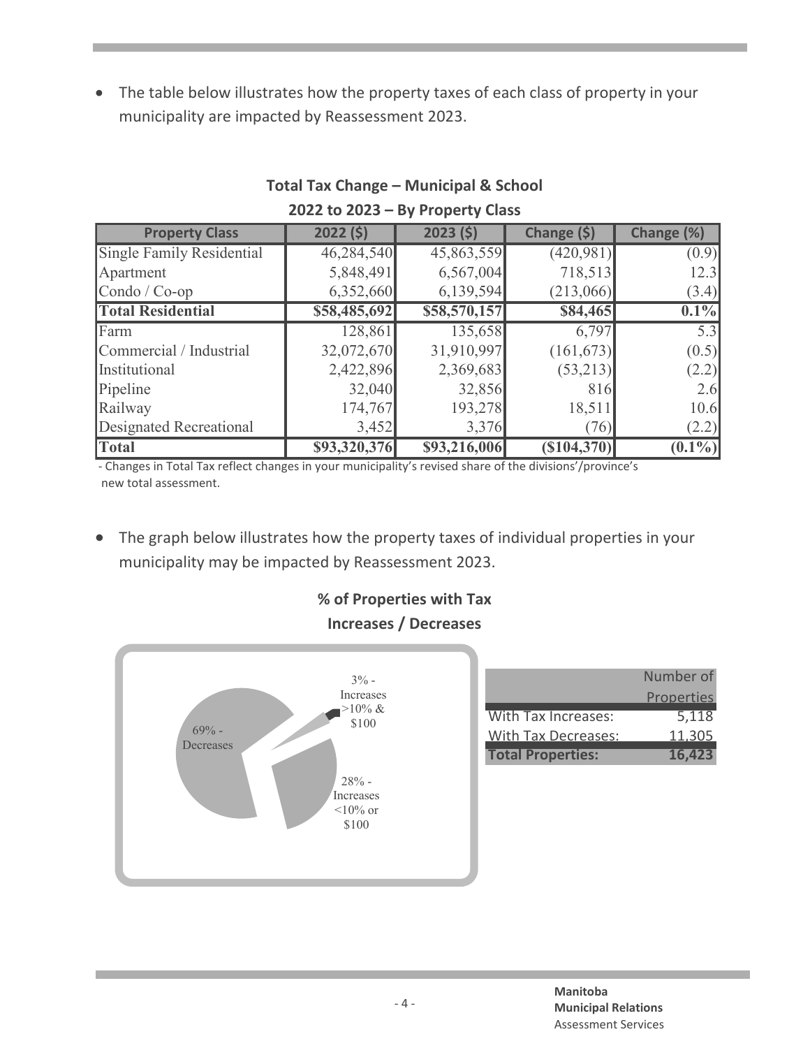- The table below illustrates how the property taxes of each class of property in your municipality are impacted by Reassessment 2023.

**Total Tax Change – Municipal & School**

**2022 to 2023 – By Property Class**

| Property Class | 2022 ($) | 2023 ($) | Change ($) | Change (%) |
|---|---|---|---|---|
| Single Family Residential | 46,284,540 | 45,863,559 | (420,981) | (0.9) |
| Apartment | 5,848,491 | 6,567,004 | 718,513 | 12.3 |
| Condo / Co-op | 6,352,660 | 6,139,594 | (213,066) | (3.4) |
| **Total Residential** | **$58,485,692** | **$58,570,157** | **$84,465** | **0.1%** |
| Farm | 128,861 | 135,658 | 6,797 | 5.3 |
| Commercial / Industrial | 32,072,670 | 31,910,997 | (161,673) | (0.5) |
| Institutional | 2,422,896 | 2,369,683 | (53,213) | (2.2) |
| Pipeline | 32,040 | 32,856 | 816 | 2.6 |
| Railway | 174,767 | 193,278 | 18,511 | 10.6 |
| Designated Recreational | 3,452 | 3,376 | (76) | (2.2) |
| **Total** | **$93,320,376** | **$93,216,006** | **($104,370)** | **(0.1%)** |

- Changes in Total Tax reflect changes in your municipality's revised share of the divisions'/province's new total assessment.

- The graph below illustrates how the property taxes of individual properties in your municipality may be impacted by Reassessment 2023.

**% of Properties with Tax Increases / Decreases**

69% - Decreases

3% - Increases >10% & $100

28% - Increases <10% or $100

| | Number of Properties |
|---|---|
| With Tax Increases: | 5,118 |
| With Tax Decreases: | 11,305 |
| **Total Properties:** | **16,423** |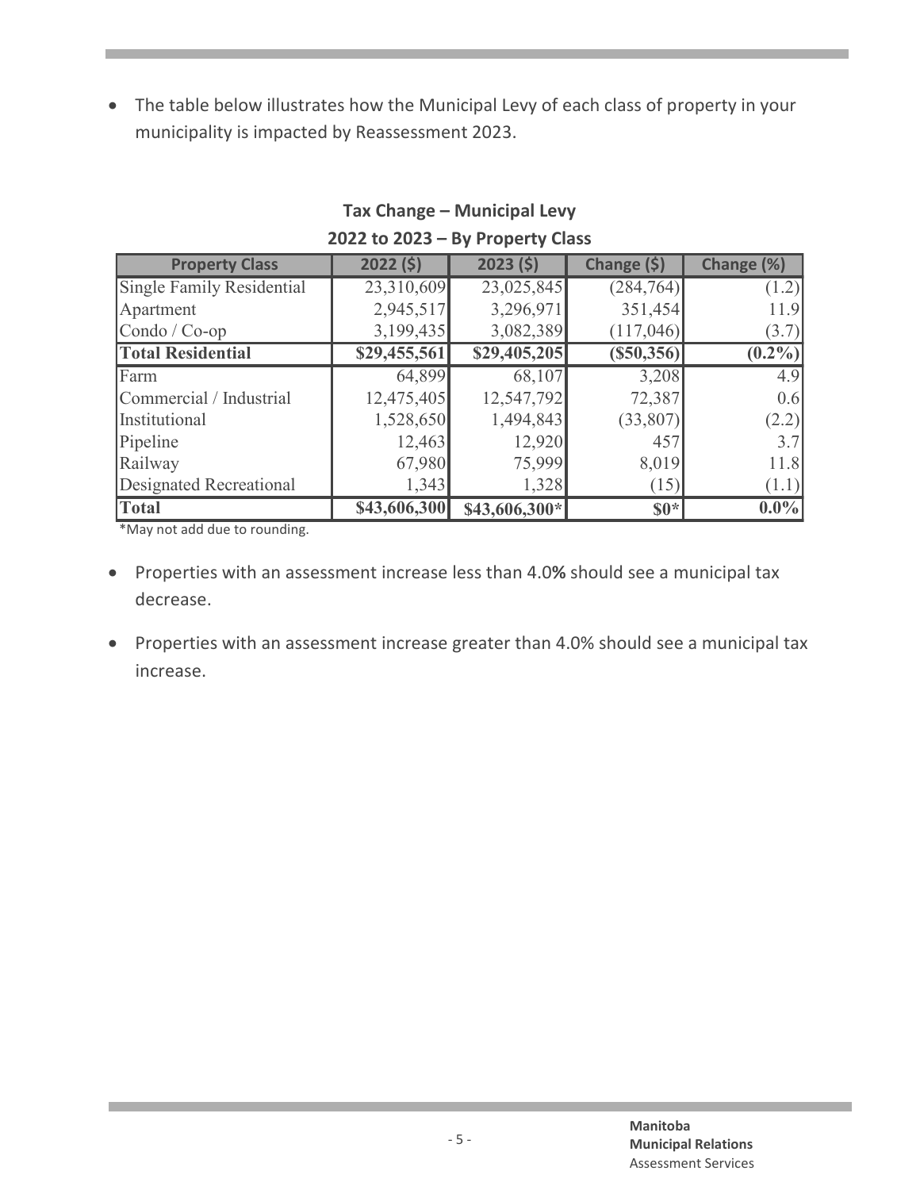- The table below illustrates how the Municipal Levy of each class of property in your municipality is impacted by Reassessment 2023.

**Tax Change – Municipal Levy**
**2022 to 2023 – By Property Class**

| Property Class | 2022 ($) | 2023 ($) | Change ($) | Change (%) |
|---|---|---|---|---|
| Single Family Residential | 23,310,609 | 23,025,845 | (284,764) | (1.2) |
| Apartment | 2,945,517 | 3,296,971 | 351,454 | 11.9 |
| Condo / Co-op | 3,199,435 | 3,082,389 | (117,046) | (3.7) |
| **Total Residential** | **$29,455,561** | **$29,405,205** | **($50,356)** | **(0.2%)** |
| Farm | 64,899 | 68,107 | 3,208 | 4.9 |
| Commercial / Industrial | 12,475,405 | 12,547,792 | 72,387 | 0.6 |
| Institutional | 1,528,650 | 1,494,843 | (33,807) | (2.2) |
| Pipeline | 12,463 | 12,920 | 457 | 3.7 |
| Railway | 67,980 | 75,999 | 8,019 | 11.8 |
| Designated Recreational | 1,343 | 1,328 | (15) | (1.1) |
| **Total** | **$43,606,300** | **$43,606,300*** | **$0*** | **0.0%** |

*May not add due to rounding.

- Properties with an assessment increase less than 4.0**%** should see a municipal tax decrease.
- Properties with an assessment increase greater than 4.0% should see a municipal tax increase.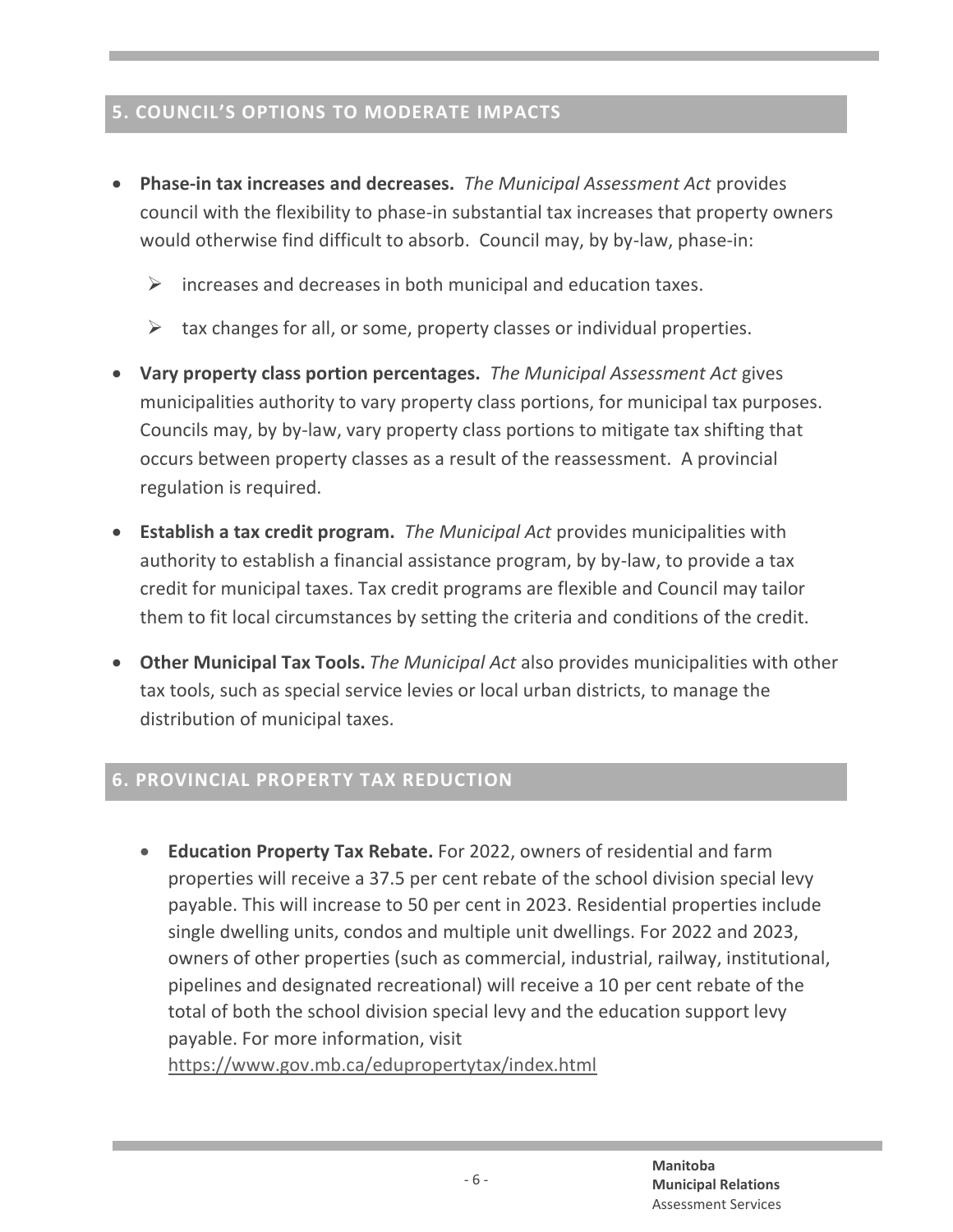## 5. COUNCIL'S OPTIONS TO MODERATE IMPACTS

- **Phase-in tax increases and decreases.** *The Municipal Assessment Act* provides council with the flexibility to phase-in substantial tax increases that property owners would otherwise find difficult to absorb. Council may, by by-law, phase-in:
  - increases and decreases in both municipal and education taxes.
  - tax changes for all, or some, property classes or individual properties.
- **Vary property class portion percentages.** *The Municipal Assessment Act* gives municipalities authority to vary property class portions, for municipal tax purposes. Councils may, by by-law, vary property class portions to mitigate tax shifting that occurs between property classes as a result of the reassessment. A provincial regulation is required.
- **Establish a tax credit program.** *The Municipal Act* provides municipalities with authority to establish a financial assistance program, by by-law, to provide a tax credit for municipal taxes. Tax credit programs are flexible and Council may tailor them to fit local circumstances by setting the criteria and conditions of the credit.
- **Other Municipal Tax Tools.** *The Municipal Act* also provides municipalities with other tax tools, such as special service levies or local urban districts, to manage the distribution of municipal taxes.

## 6. PROVINCIAL PROPERTY TAX REDUCTION

- **Education Property Tax Rebate.** For 2022, owners of residential and farm properties will receive a 37.5 per cent rebate of the school division special levy payable. This will increase to 50 per cent in 2023. Residential properties include single dwelling units, condos and multiple unit dwellings. For 2022 and 2023, owners of other properties (such as commercial, industrial, railway, institutional, pipelines and designated recreational) will receive a 10 per cent rebate of the total of both the school division special levy and the education support levy payable. For more information, visit https://www.gov.mb.ca/edupropertytax/index.html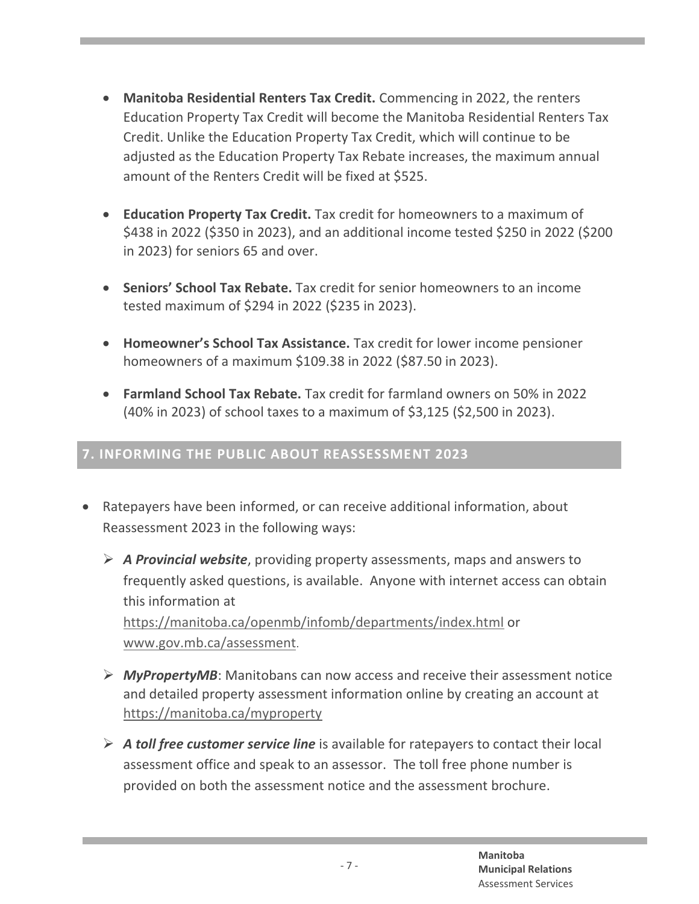- **Manitoba Residential Renters Tax Credit.** Commencing in 2022, the renters Education Property Tax Credit will become the Manitoba Residential Renters Tax Credit. Unlike the Education Property Tax Credit, which will continue to be adjusted as the Education Property Tax Rebate increases, the maximum annual amount of the Renters Credit will be fixed at $525.

- **Education Property Tax Credit.** Tax credit for homeowners to a maximum of $438 in 2022 ($350 in 2023), and an additional income tested $250 in 2022 ($200 in 2023) for seniors 65 and over.

- **Seniors' School Tax Rebate.** Tax credit for senior homeowners to an income tested maximum of $294 in 2022 ($235 in 2023).

- **Homeowner's School Tax Assistance.** Tax credit for lower income pensioner homeowners of a maximum $109.38 in 2022 ($87.50 in 2023).

- **Farmland School Tax Rebate.** Tax credit for farmland owners on 50% in 2022 (40% in 2023) of school taxes to a maximum of $3,125 ($2,500 in 2023).

## 7. INFORMING THE PUBLIC ABOUT REASSESSMENT 2023

- Ratepayers have been informed, or can receive additional information, about Reassessment 2023 in the following ways:

  - ***A Provincial website***, providing property assessments, maps and answers to frequently asked questions, is available. Anyone with internet access can obtain this information at https://manitoba.ca/openmb/infomb/departments/index.html or www.gov.mb.ca/assessment.

  - ***MyPropertyMB***: Manitobans can now access and receive their assessment notice and detailed property assessment information online by creating an account at https://manitoba.ca/myproperty

  - ***A toll free customer service line*** is available for ratepayers to contact their local assessment office and speak to an assessor. The toll free phone number is provided on both the assessment notice and the assessment brochure.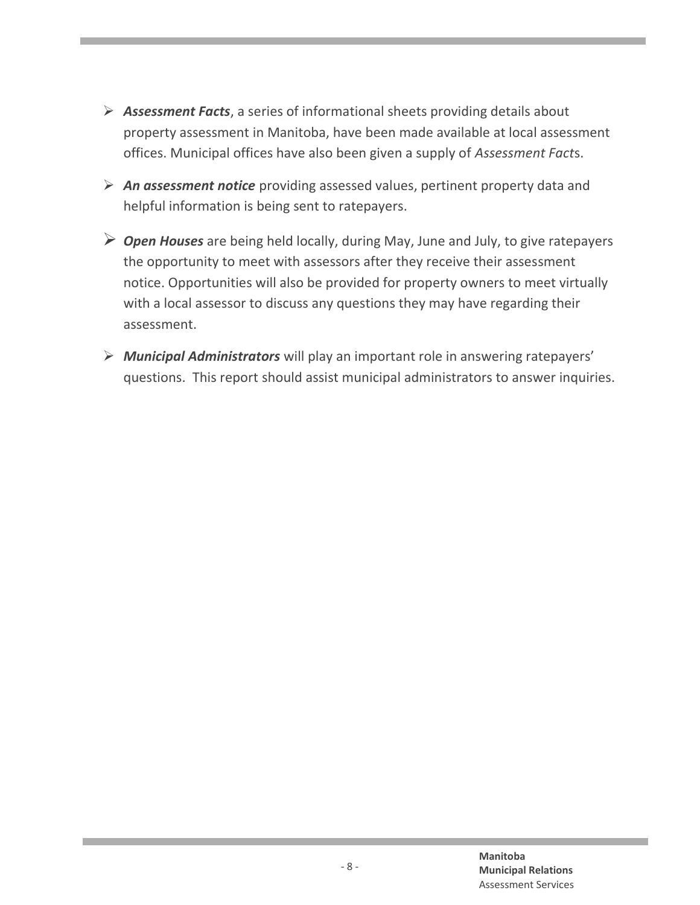- ***Assessment Facts***, a series of informational sheets providing details about property assessment in Manitoba, have been made available at local assessment offices. Municipal offices have also been given a supply of *Assessment Fact*s.
- ***An assessment notice*** providing assessed values, pertinent property data and helpful information is being sent to ratepayers.
- ***Open Houses*** are being held locally, during May, June and July, to give ratepayers the opportunity to meet with assessors after they receive their assessment notice. Opportunities will also be provided for property owners to meet virtually with a local assessor to discuss any questions they may have regarding their assessment.
- ***Municipal Administrators*** will play an important role in answering ratepayers' questions. This report should assist municipal administrators to answer inquiries.